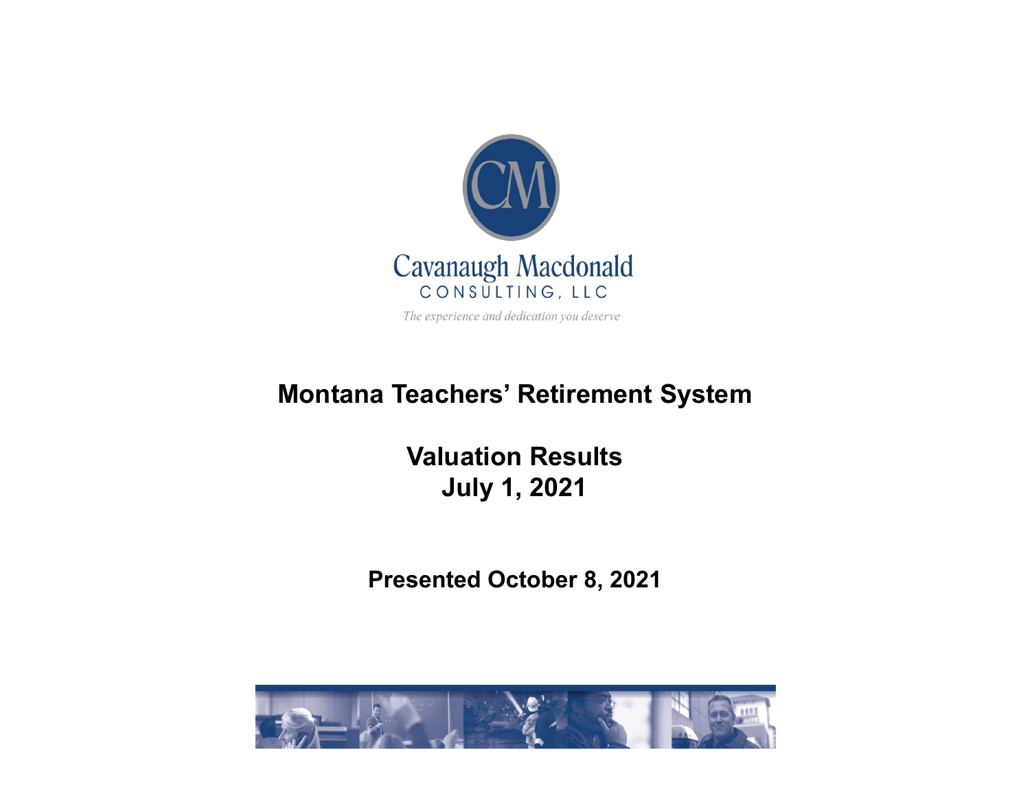Cavanaugh Macdonald

CONSULTING, LLC

*The experience and dedication you deserve*

# Montana Teachers' Retirement System

## Valuation Results
## July 1, 2021

**Presented October 8, 2021**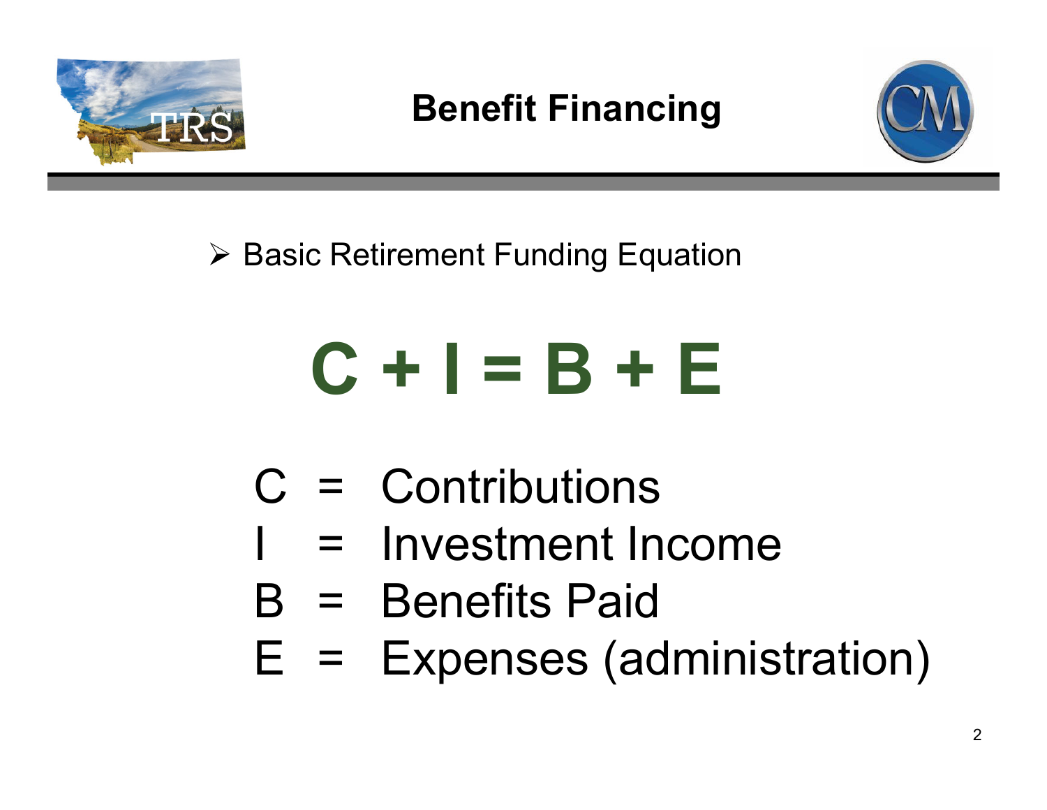# Benefit Financing

- Basic Retirement Funding Equation

$$C + I = B + E$$

C = Contributions
I = Investment Income
B = Benefits Paid
E = Expenses (administration)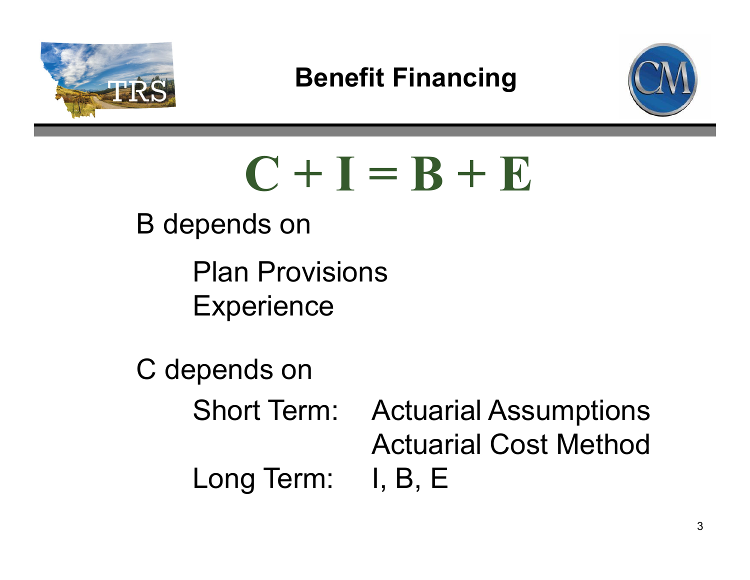# Benefit Financing

$$C + I = B + E$$

B depends on

- Plan Provisions
- Experience

C depends on

- Short Term: Actuarial Assumptions, Actuarial Cost Method
- Long Term: I, B, E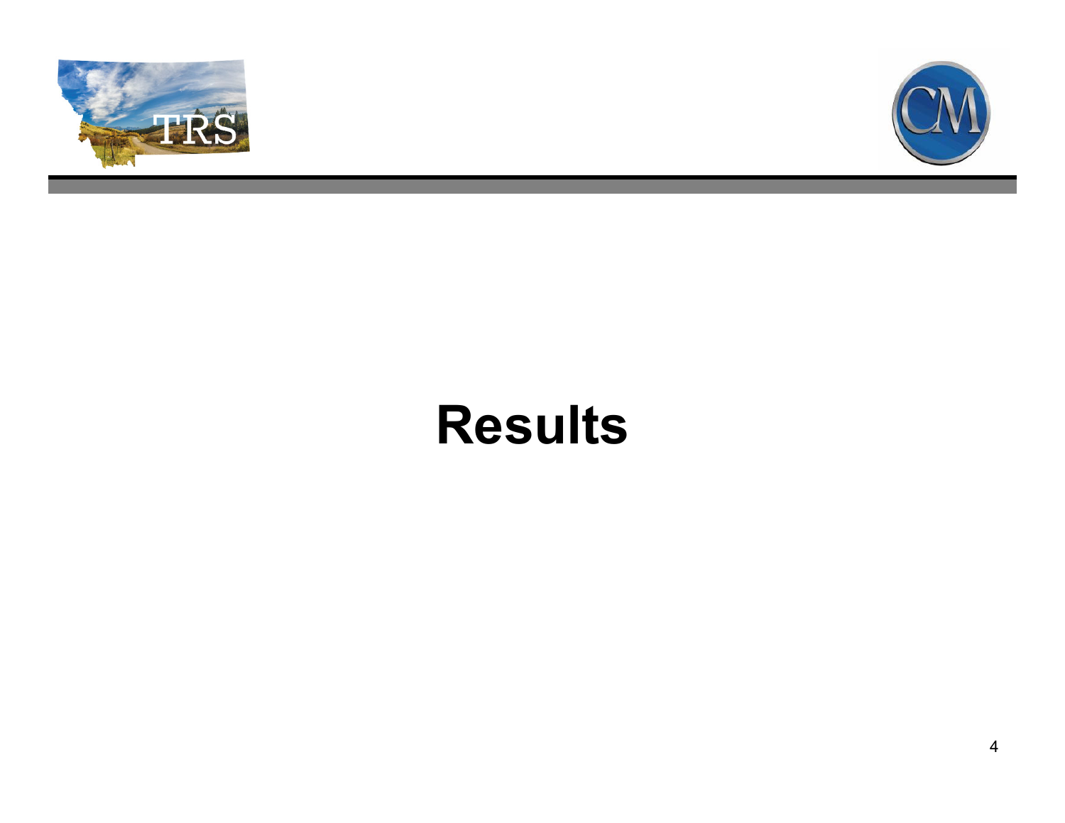# Results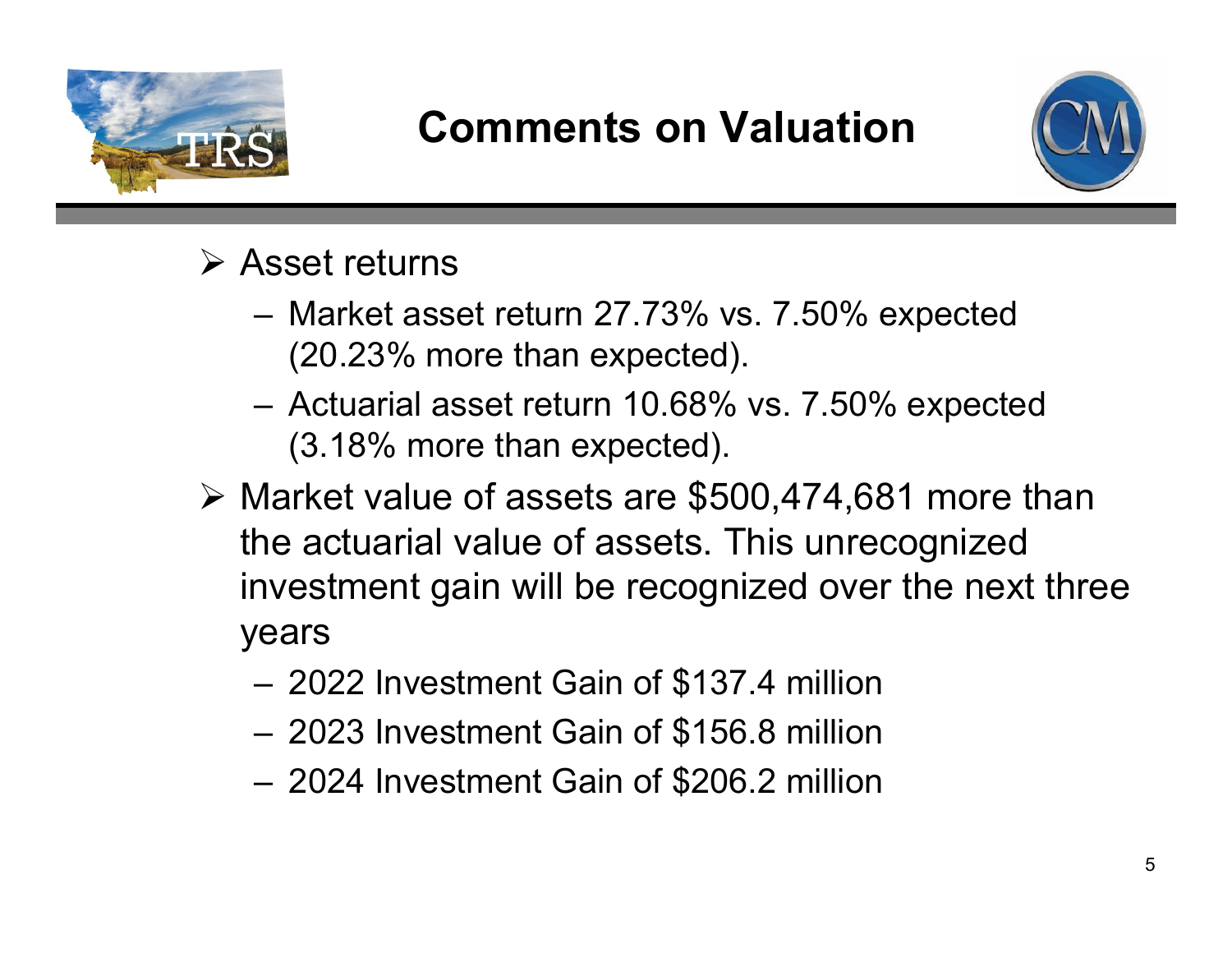# Comments on Valuation

- Asset returns
  - Market asset return 27.73% vs. 7.50% expected (20.23% more than expected).
  - Actuarial asset return 10.68% vs. 7.50% expected (3.18% more than expected).
- Market value of assets are $500,474,681 more than the actuarial value of assets. This unrecognized investment gain will be recognized over the next three years
  - 2022 Investment Gain of $137.4 million
  - 2023 Investment Gain of $156.8 million
  - 2024 Investment Gain of $206.2 million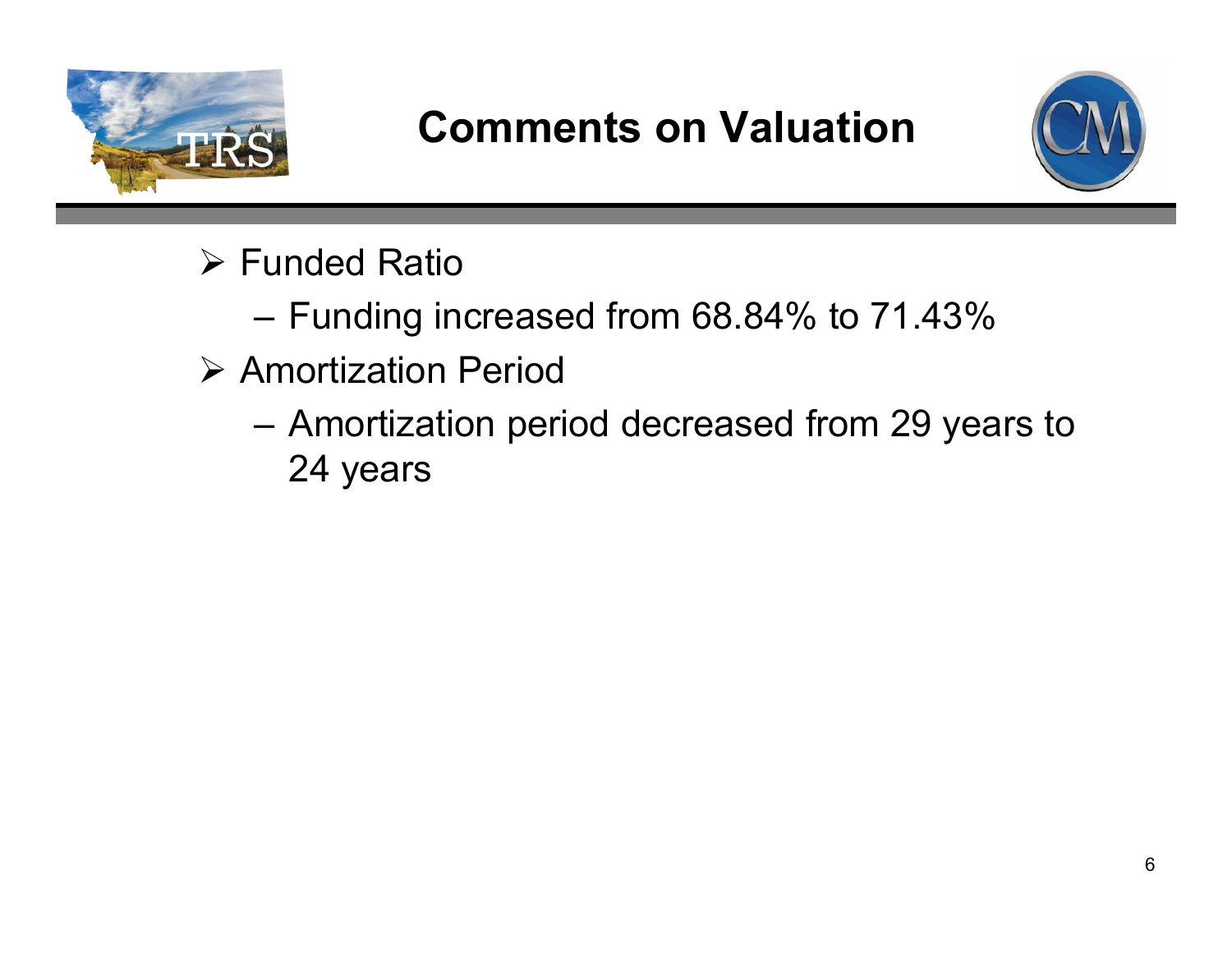# Comments on Valuation

- Funded Ratio
  - Funding increased from 68.84% to 71.43%
- Amortization Period
  - Amortization period decreased from 29 years to 24 years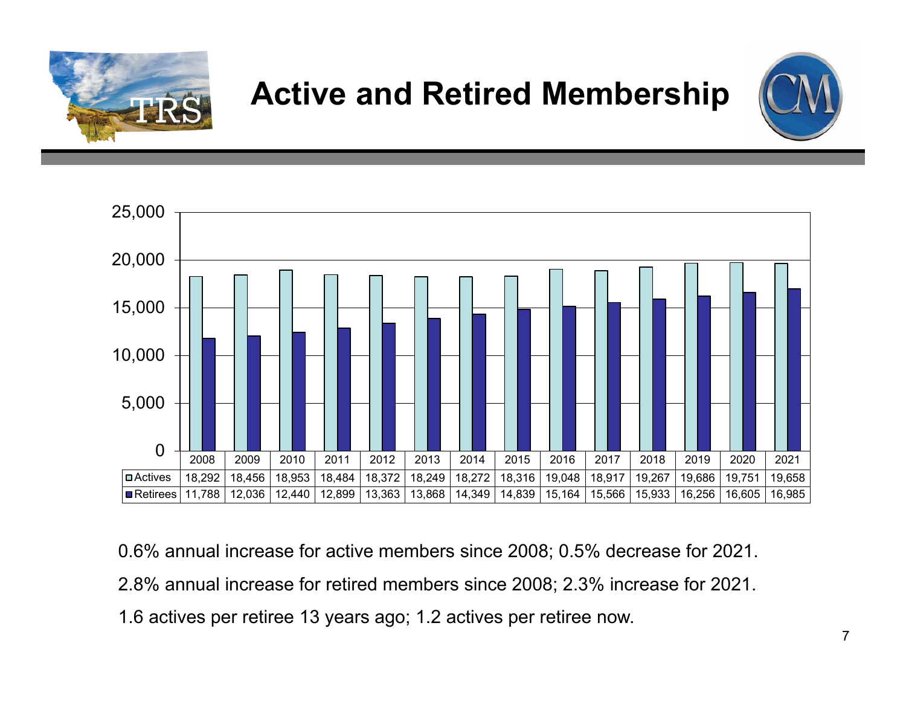# Active and Retired Membership

| | 2008 | 2009 | 2010 | 2011 | 2012 | 2013 | 2014 | 2015 | 2016 | 2017 | 2018 | 2019 | 2020 | 2021 |
|---|---|---|---|---|---|---|---|---|---|---|---|---|---|---|
| Actives | 18,292 | 18,456 | 18,953 | 18,484 | 18,372 | 18,249 | 18,272 | 18,316 | 19,048 | 18,917 | 19,267 | 19,686 | 19,751 | 19,658 |
| Retirees | 11,788 | 12,036 | 12,440 | 12,899 | 13,363 | 13,868 | 14,349 | 14,839 | 15,164 | 15,566 | 15,933 | 16,256 | 16,605 | 16,985 |

0.6% annual increase for active members since 2008; 0.5% decrease for 2021.

2.8% annual increase for retired members since 2008; 2.3% increase for 2021.

1.6 actives per retiree 13 years ago; 1.2 actives per retiree now.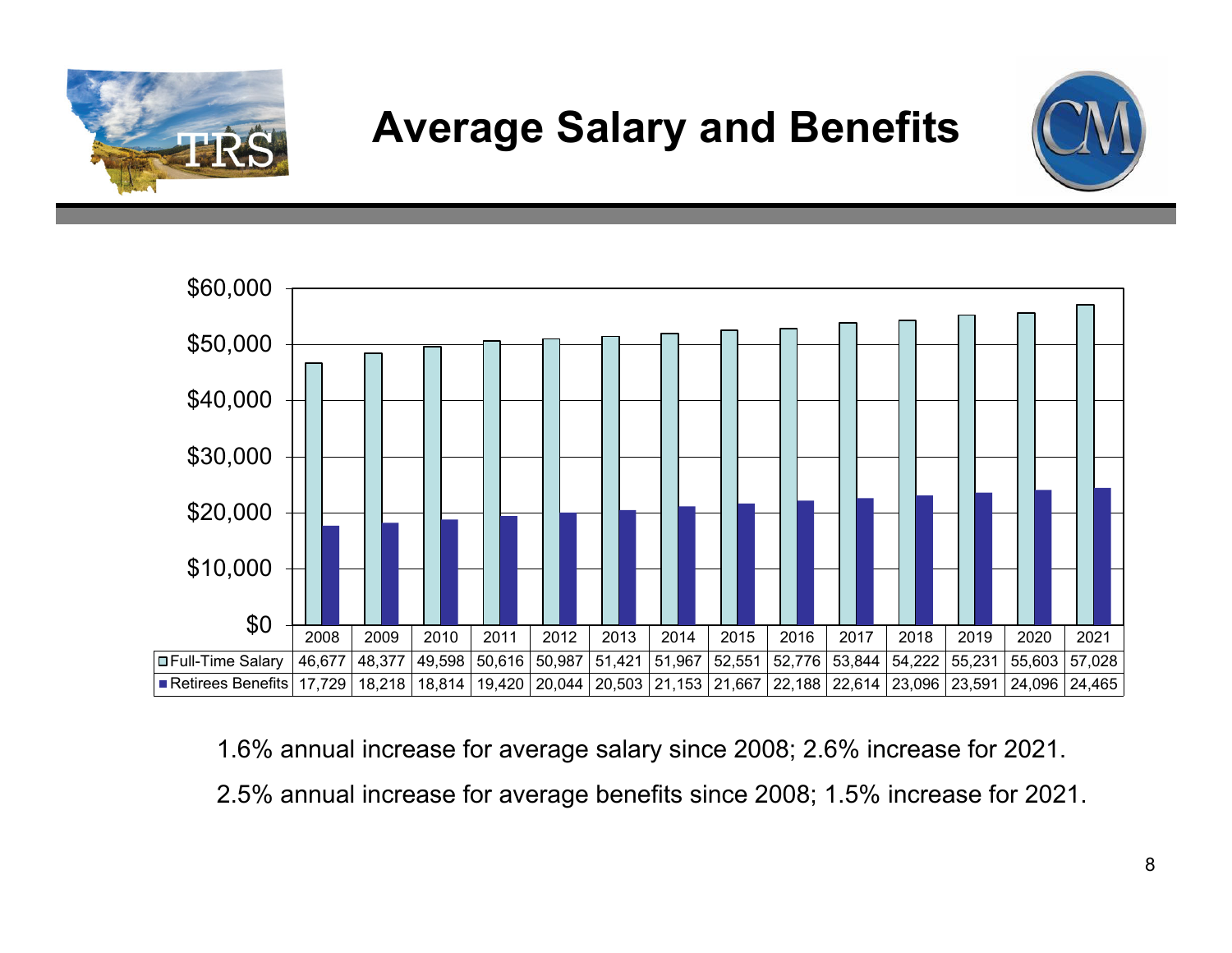# Average Salary and Benefits

| | 2008 | 2009 | 2010 | 2011 | 2012 | 2013 | 2014 | 2015 | 2016 | 2017 | 2018 | 2019 | 2020 | 2021 |
|---|---|---|---|---|---|---|---|---|---|---|---|---|---|---|
| Full-Time Salary | 46,677 | 48,377 | 49,598 | 50,616 | 50,987 | 51,421 | 51,967 | 52,551 | 52,776 | 53,844 | 54,222 | 55,231 | 55,603 | 57,028 |
| Retirees Benefits | 17,729 | 18,218 | 18,814 | 19,420 | 20,044 | 20,503 | 21,153 | 21,667 | 22,188 | 22,614 | 23,096 | 23,591 | 24,096 | 24,465 |

1.6% annual increase for average salary since 2008; 2.6% increase for 2021.

2.5% annual increase for average benefits since 2008; 1.5% increase for 2021.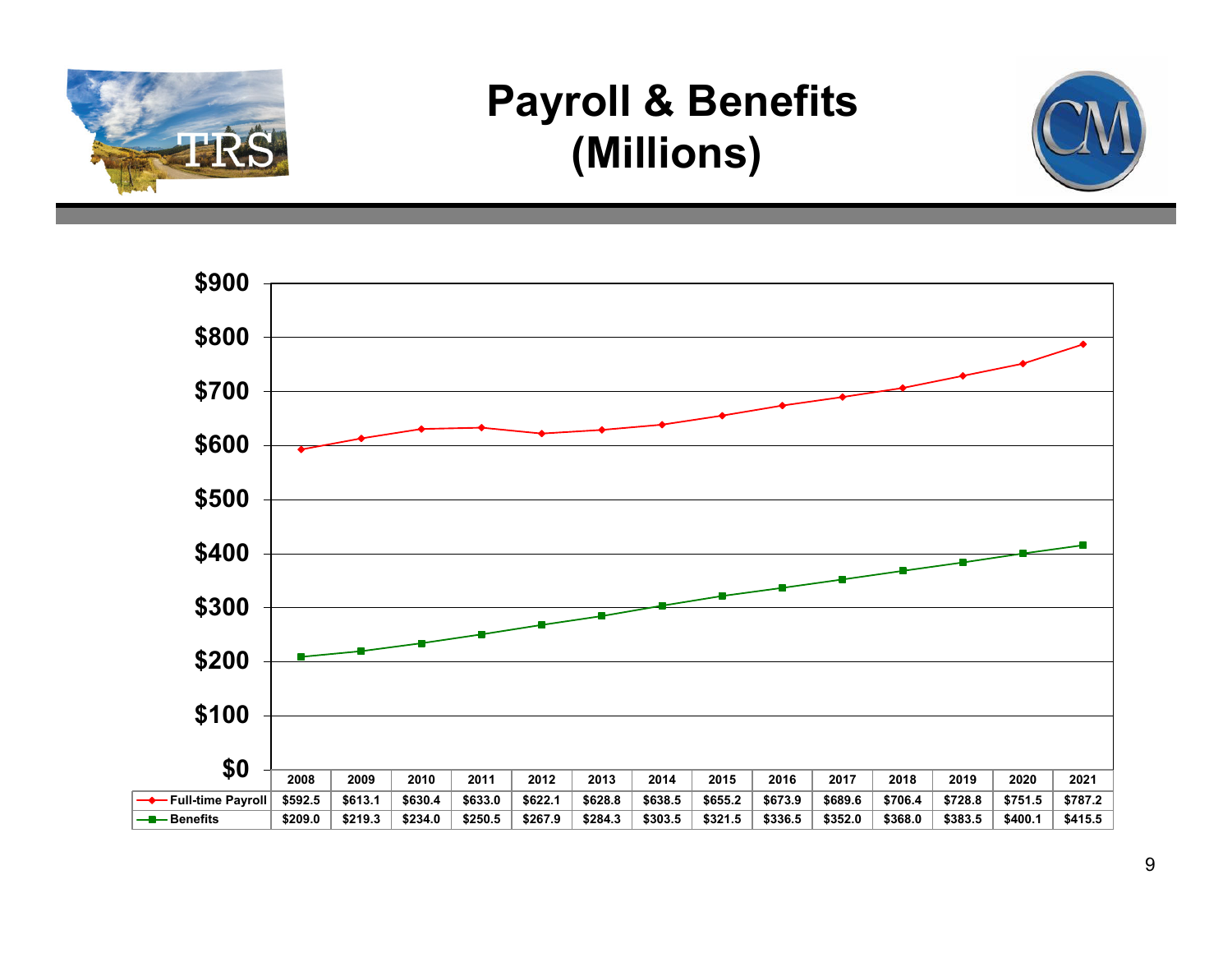# Payroll & Benefits (Millions)

| | 2008 | 2009 | 2010 | 2011 | 2012 | 2013 | 2014 | 2015 | 2016 | 2017 | 2018 | 2019 | 2020 | 2021 |
|---|---|---|---|---|---|---|---|---|---|---|---|---|---|---|
| Full-time Payroll | $592.5 | $613.1 | $630.4 | $633.0 | $622.1 | $628.8 | $638.5 | $655.2 | $673.9 | $689.6 | $706.4 | $728.8 | $751.5 | $787.2 |
| Benefits | $209.0 | $219.3 | $234.0 | $250.5 | $267.9 | $284.3 | $303.5 | $321.5 | $336.5 | $352.0 | $368.0 | $383.5 | $400.1 | $415.5 |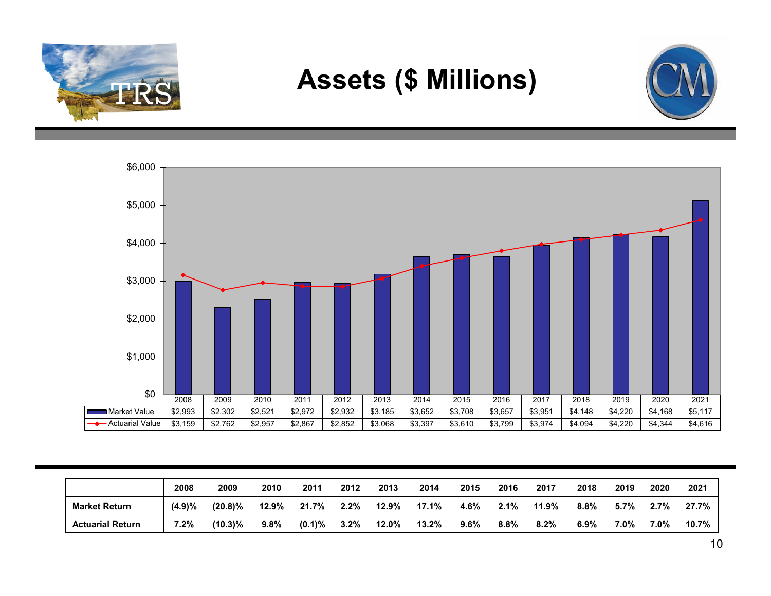# Assets ($ Millions)

| | 2008 | 2009 | 2010 | 2011 | 2012 | 2013 | 2014 | 2015 | 2016 | 2017 | 2018 | 2019 | 2020 | 2021 |
|---|---|---|---|---|---|---|---|---|---|---|---|---|---|---|
| Market Value | $2,993 | $2,302 | $2,521 | $2,972 | $2,932 | $3,185 | $3,652 | $3,708 | $3,657 | $3,951 | $4,148 | $4,220 | $4,168 | $5,117 |
| Actuarial Value | $3,159 | $2,762 | $2,957 | $2,867 | $2,852 | $3,068 | $3,397 | $3,610 | $3,799 | $3,974 | $4,094 | $4,220 | $4,344 | $4,616 |

| | 2008 | 2009 | 2010 | 2011 | 2012 | 2013 | 2014 | 2015 | 2016 | 2017 | 2018 | 2019 | 2020 | 2021 |
|---|---|---|---|---|---|---|---|---|---|---|---|---|---|---|
| **Market Return** | (4.9)% | (20.8)% | 12.9% | 21.7% | 2.2% | 12.9% | 17.1% | 4.6% | 2.1% | 11.9% | 8.8% | 5.7% | 2.7% | 27.7% |
| **Actuarial Return** | 7.2% | (10.3)% | 9.8% | (0.1)% | 3.2% | 12.0% | 13.2% | 9.6% | 8.8% | 8.2% | 6.9% | 7.0% | 7.0% | 10.7% |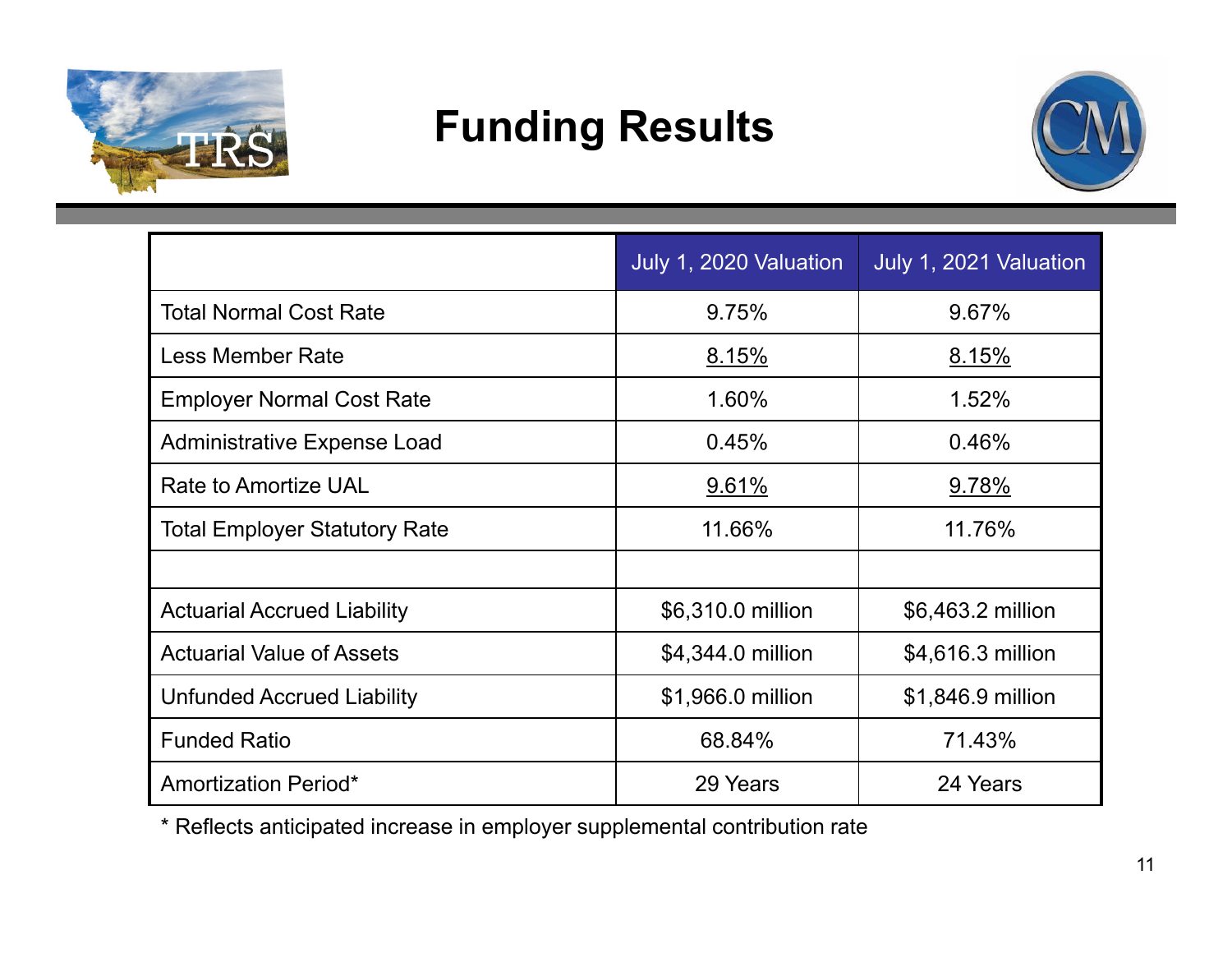# Funding Results

| | July 1, 2020 Valuation | July 1, 2021 Valuation |
|---|---|---|
| Total Normal Cost Rate | 9.75% | 9.67% |
| Less Member Rate | 8.15% | 8.15% |
| Employer Normal Cost Rate | 1.60% | 1.52% |
| Administrative Expense Load | 0.45% | 0.46% |
| Rate to Amortize UAL | 9.61% | 9.78% |
| Total Employer Statutory Rate | 11.66% | 11.76% |
| | | |
| Actuarial Accrued Liability | $6,310.0 million | $6,463.2 million |
| Actuarial Value of Assets | $4,344.0 million | $4,616.3 million |
| Unfunded Accrued Liability | $1,966.0 million | $1,846.9 million |
| Funded Ratio | 68.84% | 71.43% |
| Amortization Period* | 29 Years | 24 Years |

* Reflects anticipated increase in employer supplemental contribution rate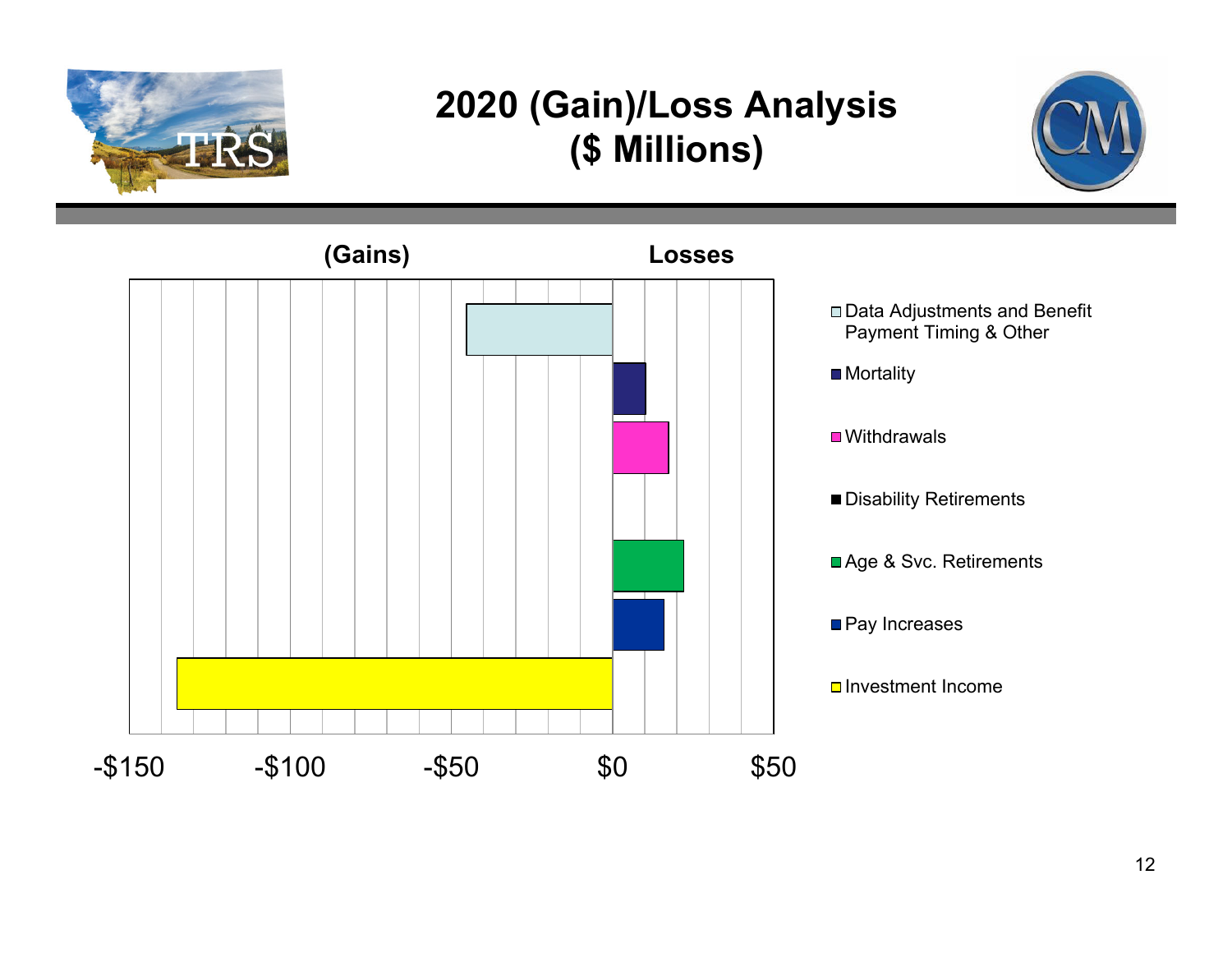# 2020 (Gain)/Loss Analysis
# ($ Millions)

(Gains) Losses

- Data Adjustments and Benefit Payment Timing & Other
- Mortality
- Withdrawals
- Disability Retirements
- Age & Svc. Retirements
- Pay Increases
- Investment Income

-$150 -$100 -$50 $0 $50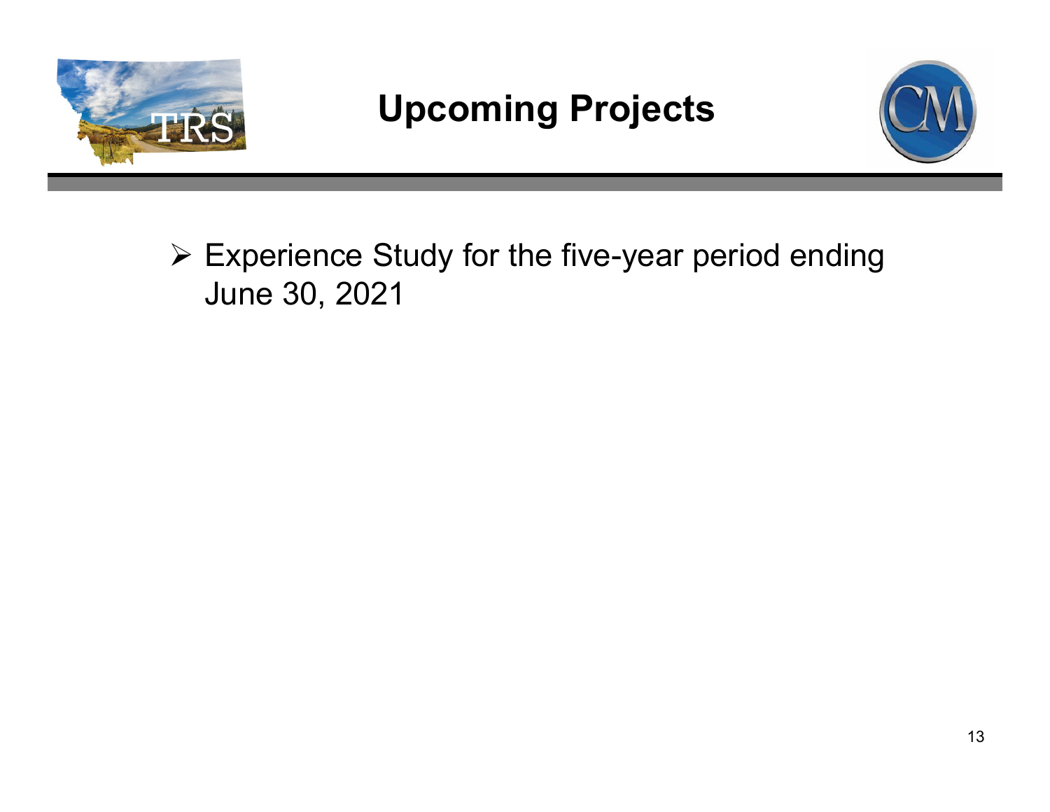# Upcoming Projects

- Experience Study for the five-year period ending June 30, 2021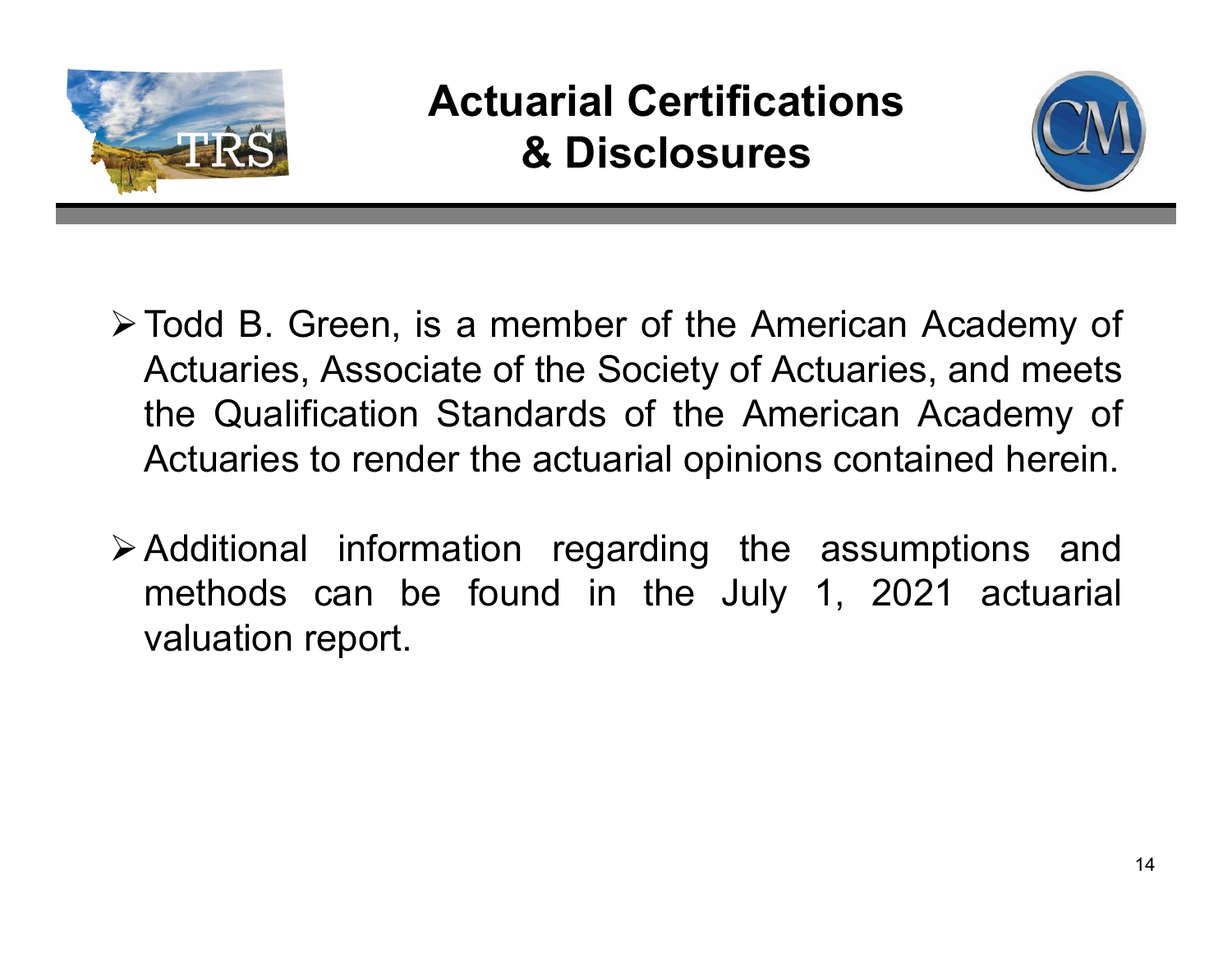# Actuarial Certifications & Disclosures

- Todd B. Green, is a member of the American Academy of Actuaries, Associate of the Society of Actuaries, and meets the Qualification Standards of the American Academy of Actuaries to render the actuarial opinions contained herein.

- Additional information regarding the assumptions and methods can be found in the July 1, 2021 actuarial valuation report.